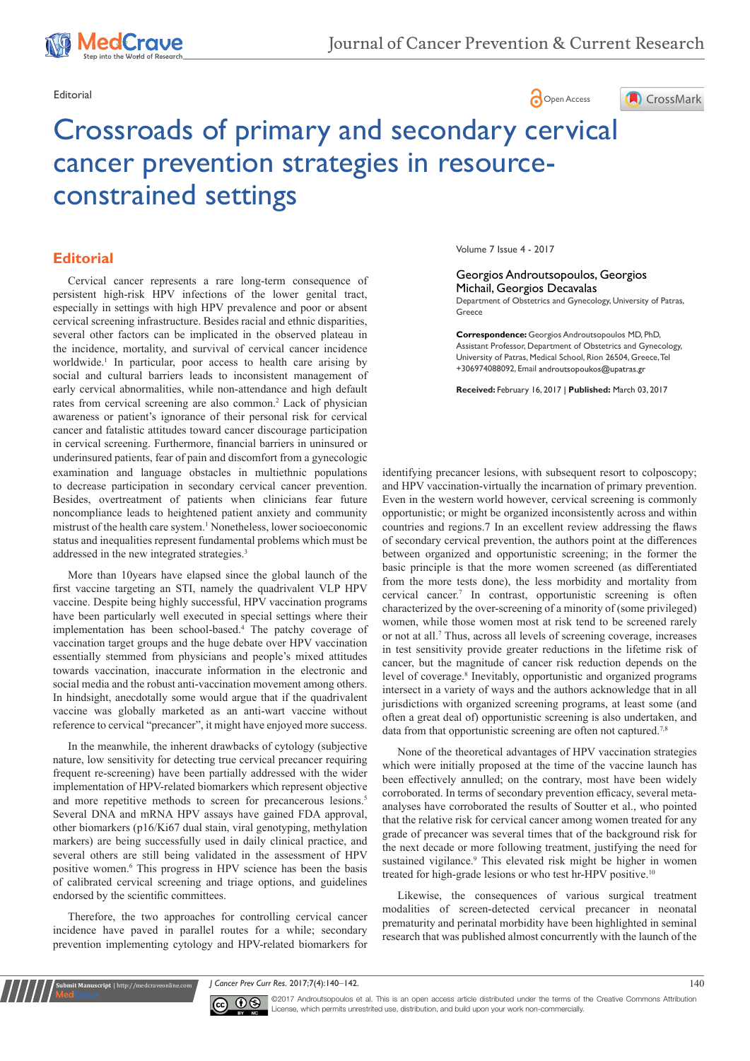Editorial

# Crossroads of primary and secondary cervical cancer prevention strategies in resource-constrained settings

Volume 7 Issue 4 - 2017

Georgios Androutsopoulos, Georgios Michail, Georgios Decavalas

Department of Obstetrics and Gynecology, University of Patras, Greece

**Correspondence:** Georgios Androutsopoulos MD, PhD, Assistant Professor, Department of Obstetrics and Gynecology, University of Patras, Medical School, Rion 26504, Greece, Tel +306974088092, Email androutsopoukos@upatras.gr

**Received:** February 16, 2017 | **Published:** March 03, 2017

## Editorial

Cervical cancer represents a rare long-term consequence of persistent high-risk HPV infections of the lower genital tract, especially in settings with high HPV prevalence and poor or absent cervical screening infrastructure. Besides racial and ethnic disparities, several other factors can be implicated in the observed plateau in the incidence, mortality, and survival of cervical cancer incidence worldwide.[1] In particular, poor access to health care arising by social and cultural barriers leads to inconsistent management of early cervical abnormalities, while non-attendance and high default rates from cervical screening are also common.[2] Lack of physician awareness or patient's ignorance of their personal risk for cervical cancer and fatalistic attitudes toward cancer discourage participation in cervical screening. Furthermore, financial barriers in uninsured or underinsured patients, fear of pain and discomfort from a gynecologic examination and language obstacles in multiethnic populations to decrease participation in secondary cervical cancer prevention. Besides, overtreatment of patients when clinicians fear future noncompliance leads to heightened patient anxiety and community mistrust of the health care system.[1] Nonetheless, lower socioeconomic status and inequalities represent fundamental problems which must be addressed in the new integrated strategies.[3]

More than 10years have elapsed since the global launch of the first vaccine targeting an STI, namely the quadrivalent VLP HPV vaccine. Despite being highly successful, HPV vaccination programs have been particularly well executed in special settings where their implementation has been school-based.[4] The patchy coverage of vaccination target groups and the huge debate over HPV vaccination essentially stemmed from physicians and people's mixed attitudes towards vaccination, inaccurate information in the electronic and social media and the robust anti-vaccination movement among others. In hindsight, anecdotally some would argue that if the quadrivalent vaccine was globally marketed as an anti-wart vaccine without reference to cervical "precancer", it might have enjoyed more success.

In the meanwhile, the inherent drawbacks of cytology (subjective nature, low sensitivity for detecting true cervical precancer requiring frequent re-screening) have been partially addressed with the wider implementation of HPV-related biomarkers which represent objective and more repetitive methods to screen for precancerous lesions.[5] Several DNA and mRNA HPV assays have gained FDA approval, other biomarkers (p16/Ki67 dual stain, viral genotyping, methylation markers) are being successfully used in daily clinical practice, and several others are still being validated in the assessment of HPV positive women.[6] This progress in HPV science has been the basis of calibrated cervical screening and triage options, and guidelines endorsed by the scientific committees.

Therefore, the two approaches for controlling cervical cancer incidence have paved in parallel routes for a while; secondary prevention implementing cytology and HPV-related biomarkers for identifying precancer lesions, with subsequent resort to colposcopy; and HPV vaccination-virtually the incarnation of primary prevention. Even in the western world however, cervical screening is commonly opportunistic; or might be organized inconsistently across and within countries and regions.7 In an excellent review addressing the flaws of secondary cervical prevention, the authors point at the differences between organized and opportunistic screening; in the former the basic principle is that the more women screened (as differentiated from the more tests done), the less morbidity and mortality from cervical cancer.[7] In contrast, opportunistic screening is often characterized by the over-screening of a minority of (some privileged) women, while those women most at risk tend to be screened rarely or not at all.[7] Thus, across all levels of screening coverage, increases in test sensitivity provide greater reductions in the lifetime risk of cancer, but the magnitude of cancer risk reduction depends on the level of coverage.[8] Inevitably, opportunistic and organized programs intersect in a variety of ways and the authors acknowledge that in all jurisdictions with organized screening programs, at least some (and often a great deal of) opportunistic screening is also undertaken, and data from that opportunistic screening are often not captured.[7,8]

None of the theoretical advantages of HPV vaccination strategies which were initially proposed at the time of the vaccine launch has been effectively annulled; on the contrary, most have been widely corroborated. In terms of secondary prevention efficacy, several meta-analyses have corroborated the results of Soutter et al., who pointed that the relative risk for cervical cancer among women treated for any grade of precancer was several times that of the background risk for the next decade or more following treatment, justifying the need for sustained vigilance.[9] This elevated risk might be higher in women treated for high-grade lesions or who test hr-HPV positive.[10]

Likewise, the consequences of various surgical treatment modalities of screen-detected cervical precancer in neonatal prematurity and perinatal morbidity have been highlighted in seminal research that was published almost concurrently with the launch of the

©2017 Androutsopoulos et al. This is an open access article distributed under the terms of the Creative Commons Attribution License, which permits unrestited use, distribution, and build upon your work non-commercially.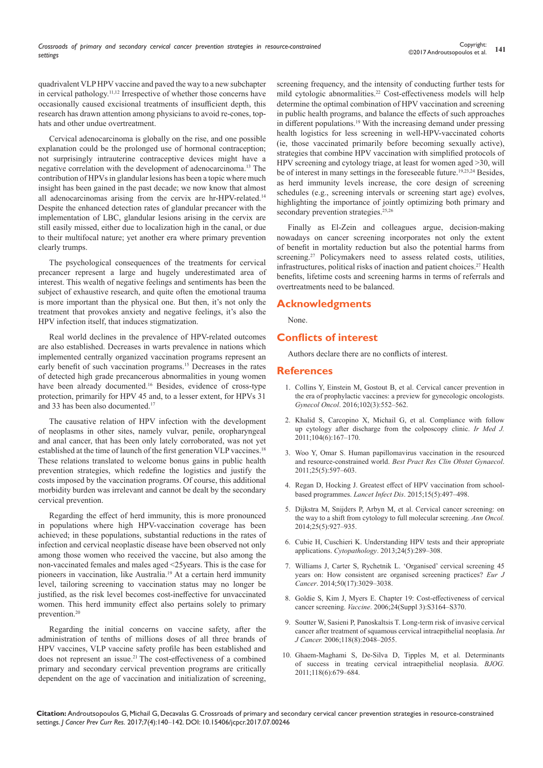quadrivalent VLP HPV vaccine and paved the way to a new subchapter in cervical pathology.[11,12] Irrespective of whether those concerns have occasionally caused excisional treatments of insufficient depth, this research has drawn attention among physicians to avoid re-cones, top-hats and other undue overtreatment.

Cervical adenocarcinoma is globally on the rise, and one possible explanation could be the prolonged use of hormonal contraception; not surprisingly intrauterine contraceptive devices might have a negative correlation with the development of adenocarcinoma.[13] The contribution of HPVs in glandular lesions has been a topic where much insight has been gained in the past decade; we now know that almost all adenocarcinomas arising from the cervix are hr-HPV-related.[14] Despite the enhanced detection rates of glandular precancer with the implementation of LBC, glandular lesions arising in the cervix are still easily missed, either due to localization high in the canal, or due to their multifocal nature; yet another era where primary prevention clearly trumps.

The psychological consequences of the treatments for cervical precancer represent a large and hugely underestimated area of interest. This wealth of negative feelings and sentiments has been the subject of exhaustive research, and quite often the emotional trauma is more important than the physical one. But then, it's not only the treatment that provokes anxiety and negative feelings, it's also the HPV infection itself, that induces stigmatization.

Real world declines in the prevalence of HPV-related outcomes are also established. Decreases in warts prevalence in nations which implemented centrally organized vaccination programs represent an early benefit of such vaccination programs.[15] Decreases in the rates of detected high grade precancerous abnormalities in young women have been already documented.[16] Besides, evidence of cross-type protection, primarily for HPV 45 and, to a lesser extent, for HPVs 31 and 33 has been also documented.[17]

The causative relation of HPV infection with the development of neoplasms in other sites, namely vulvar, penile, oropharyngeal and anal cancer, that has been only lately corroborated, was not yet established at the time of launch of the first generation VLP vaccines.[18] These relations translated to welcome bonus gains in public health prevention strategies, which redefine the logistics and justify the costs imposed by the vaccination programs. Of course, this additional morbidity burden was irrelevant and cannot be dealt by the secondary cervical prevention.

Regarding the effect of herd immunity, this is more pronounced in populations where high HPV-vaccination coverage has been achieved; in these populations, substantial reductions in the rates of infection and cervical neoplastic disease have been observed not only among those women who received the vaccine, but also among the non-vaccinated females and males aged <25years. This is the case for pioneers in vaccination, like Australia.[19] At a certain herd immunity level, tailoring screening to vaccination status may no longer be justified, as the risk level becomes cost-ineffective for unvaccinated women. This herd immunity effect also pertains solely to primary prevention.[20]

Regarding the initial concerns on vaccine safety, after the administration of tenths of millions doses of all three brands of HPV vaccines, VLP vaccine safety profile has been established and does not represent an issue.[21] The cost-effectiveness of a combined primary and secondary cervical prevention programs are critically dependent on the age of vaccination and initialization of screening, screening frequency, and the intensity of conducting further tests for mild cytologic abnormalities.[22] Cost-effectiveness models will help determine the optimal combination of HPV vaccination and screening in public health programs, and balance the effects of such approaches in different populations.[19] With the increasing demand under pressing health logistics for less screening in well-HPV-vaccinated cohorts (ie, those vaccinated primarily before becoming sexually active), strategies that combine HPV vaccination with simplified protocols of HPV screening and cytology triage, at least for women aged >30, will be of interest in many settings in the foreseeable future.[19,23,24] Besides, as herd immunity levels increase, the core design of screening schedules (e.g., screening intervals or screening start age) evolves, highlighting the importance of jointly optimizing both primary and secondary prevention strategies.[25,26]

Finally as El-Zein and colleagues argue, decision-making nowadays on cancer screening incorporates not only the extent of benefit in mortality reduction but also the potential harms from screening.[27] Policymakers need to assess related costs, utilities, infrastructures, political risks of inaction and patient choices.[27] Health benefits, lifetime costs and screening harms in terms of referrals and overtreatments need to be balanced.

## Acknowledgments

None.

## Conflicts of interest

Authors declare there are no conflicts of interest.

## References

1. Collins Y, Einstein M, Gostout B, et al. Cervical cancer prevention in the era of prophylactic vaccines: a preview for gynecologic oncologists. *Gynecol Oncol*. 2016;102(3):552–562.
2. Khalid S, Carcopino X, Michail G, et al. Compliance with follow up cytology after discharge from the colposcopy clinic. *Ir Med J.* 2011;104(6):167–170.
3. Woo Y, Omar S. Human papillomavirus vaccination in the resourced and resource-constrained world. *Best Pract Res Clin Obstet Gynaecol*. 2011;25(5):597–603.
4. Regan D, Hocking J. Greatest effect of HPV vaccination from school-based programmes. *Lancet Infect Dis*. 2015;15(5):497–498.
5. Dijkstra M, Snijders P, Arbyn M, et al. Cervical cancer screening: on the way to a shift from cytology to full molecular screening. *Ann Oncol.* 2014;25(5):927–935.
6. Cubie H, Cuschieri K. Understanding HPV tests and their appropriate applications. *Cytopathology*. 2013;24(5):289–308.
7. Williams J, Carter S, Rychetnik L. 'Organised' cervical screening 45 years on: How consistent are organised screening practices? *Eur J Cancer*. 2014;50(17):3029–3038.
8. Goldie S, Kim J, Myers E. Chapter 19: Cost-effectiveness of cervical cancer screening. *Vaccine*. 2006;24(Suppl 3):S3164–S370.
9. Soutter W, Sasieni P, Panoskaltsis T. Long-term risk of invasive cervical cancer after treatment of squamous cervical intraepithelial neoplasia. *Int J Cancer.* 2006;118(8):2048–2055.
10. Ghaem-Maghami S, De-Silva D, Tipples M, et al. Determinants of success in treating cervical intraepithelial neoplasia. *BJOG.* 2011;118(6):679–684.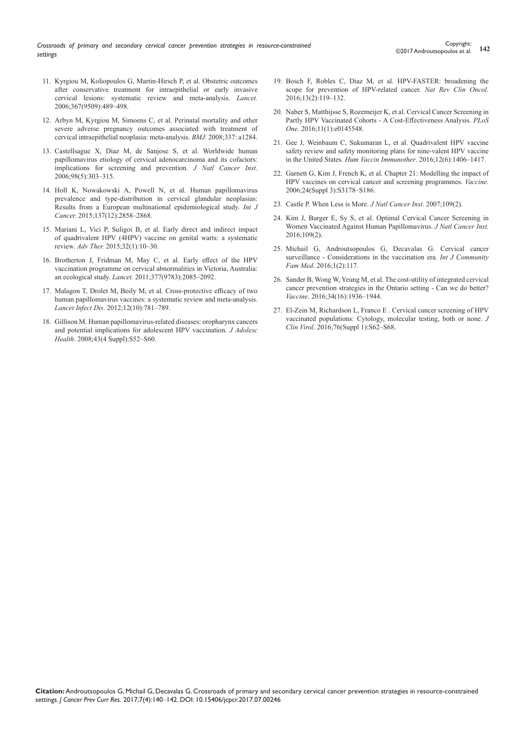11. Kyrgiou M, Koliopoulos G, Martin-Hirsch P, et al. Obstetric outcomes after conservative treatment for intraepithelial or early invasive cervical lesions: systematic review and meta-analysis. *Lancet.* 2006;367(9509):489–498.
12. Arbyn M, Kyrgiou M, Simoens C, et al. Perinatal mortality and other severe adverse pregnancy outcomes associated with treatment of cervical intraepithelial neoplasia: meta-analysis. *BMJ.* 2008;337: a1284.
13. Castellsague X, Diaz M, de Sanjose S, et al. Worldwide human papillomavirus etiology of cervical adenocarcinoma and its cofactors: implications for screening and prevention. *J Natl Cancer Inst*. 2006;98(5):303–315.
14. Holl K, Nowakowski A, Powell N, et al. Human papillomavirus prevalence and type-distribution in cervical glandular neoplasias: Results from a European multinational epidemiological study. *Int J Cancer.* 2015;137(12):2858–2868.
15. Mariani L, Vici P, Suligoi B, et al. Early direct and indirect impact of quadrivalent HPV (4HPV) vaccine on genital warts: a systematic review. *Adv Ther.* 2015;32(1):10–30.
16. Brotherton J, Fridman M, May C, et al. Early effect of the HPV vaccination programme on cervical abnormalities in Victoria, Australia: an ecological study. *Lancet.* 2011;377(9783):2085–2092.
17. Malagon T, Drolet M, Boily M, et al. Cross-protective efficacy of two human papillomavirus vaccines: a systematic review and meta-analysis. *Lancet Infect Dis*. 2012;12(10):781–789.
18. Gillison M. Human papillomavirus-related diseases: oropharynx cancers and potential implications for adolescent HPV vaccination. *J Adolesc Health*. 2008;43(4 Suppl):S52–S60.
19. Bosch F, Robles C, Diaz M, et al. HPV-FASTER: broadening the scope for prevention of HPV-related cancer. *Nat Rev Clin Oncol.* 2016;13(2):119–132.
20. Naber S, Matthijsse S, Rozemeijer K, et al. Cervical Cancer Screening in Partly HPV Vaccinated Cohorts - A Cost-Effectiveness Analysis. *PLoS One*. 2016;11(1):e0145548.
21. Gee J, Weinbaum C, Sukumaran L, et al. Quadrivalent HPV vaccine safety review and safety monitoring plans for nine-valent HPV vaccine in the United States. *Hum Vaccin Immunother*. 2016;12(6):1406–1417.
22. Garnett G, Kim J, French K, et al. Chapter 21: Modelling the impact of HPV vaccines on cervical cancer and screening programmes. *Vaccine.* 2006;24(Suppl 3):S3178–S186.
23. Castle P. When Less is More. *J Natl Cancer Inst*. 2007;109(2).
24. Kim J, Burger E, Sy S, et al. Optimal Cervical Cancer Screening in Women Vaccinated Against Human Papillomavirus. *J Natl Cancer Inst*. 2016;109(2).
25. Michail G, Androutsopoulos G, Decavalas G. Cervical cancer surveillance - Considerations in the vaccination era. *Int J Community Fam Med*. 2016;1(2):117.
26. Sander B, Wong W, Yeung M, et al. The cost-utility of integrated cervical cancer prevention strategies in the Ontario setting - Can we do better? *Vaccine*. 2016;34(16):1936–1944.
27. El-Zein M, Richardson L, Franco E . Cervical cancer screening of HPV vaccinated populations: Cytology, molecular testing, both or none. *J Clin Virol*. 2016;76(Suppl 1):S62–S68.